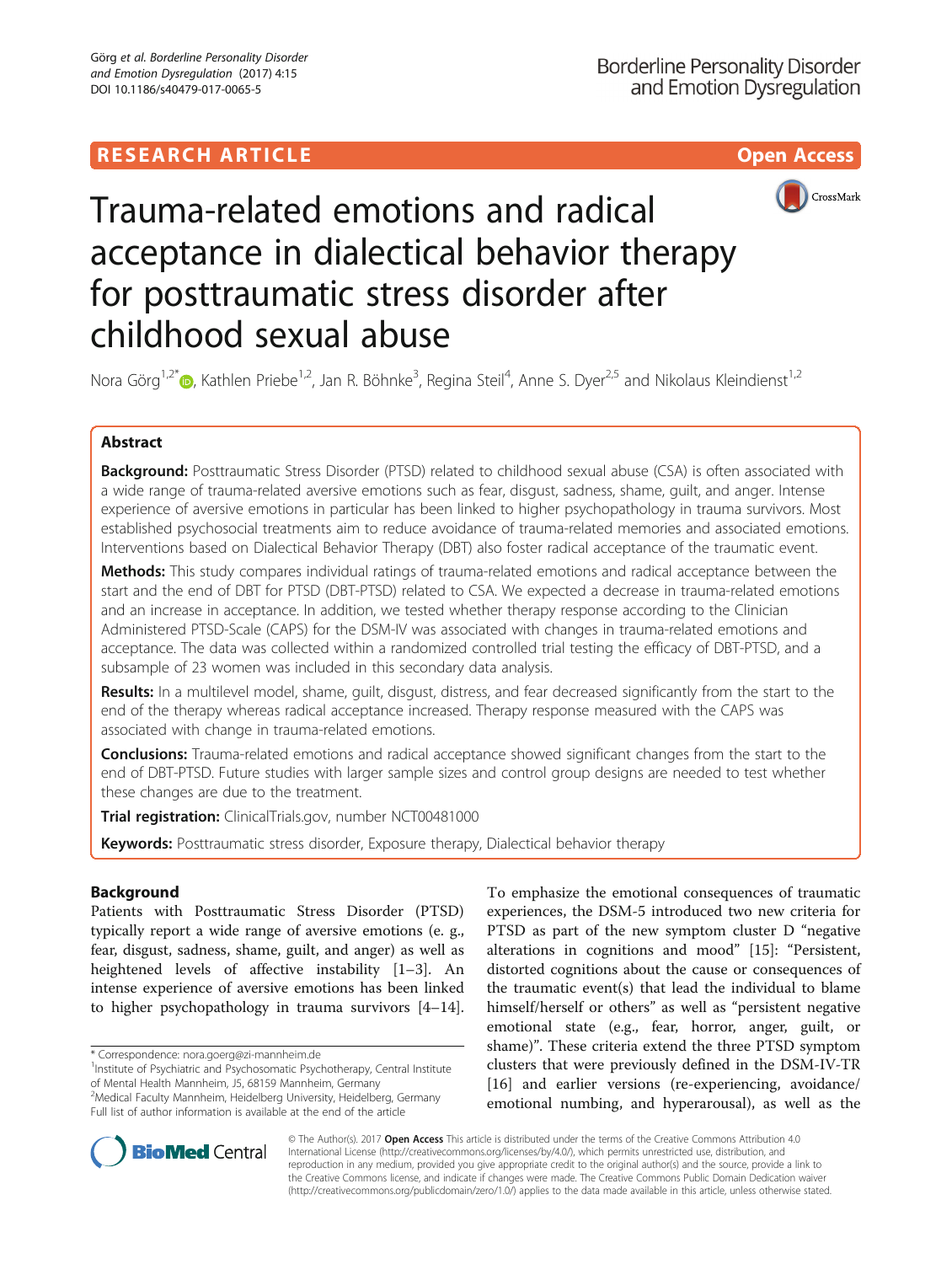RESEARCH ARTICLE

Open Access

# Trauma-related emotions and radical acceptance in dialectical behavior therapy for posttraumatic stress disorder after childhood sexual abuse

Nora Görg[1,2*], Kathlen Priebe[1,2], Jan R. Böhnke[3], Regina Steil[4], Anne S. Dyer[2,5] and Nikolaus Kleindienst[1,2]

## Abstract

**Background:** Posttraumatic Stress Disorder (PTSD) related to childhood sexual abuse (CSA) is often associated with a wide range of trauma-related aversive emotions such as fear, disgust, sadness, shame, guilt, and anger. Intense experience of aversive emotions in particular has been linked to higher psychopathology in trauma survivors. Most established psychosocial treatments aim to reduce avoidance of trauma-related memories and associated emotions. Interventions based on Dialectical Behavior Therapy (DBT) also foster radical acceptance of the traumatic event.

**Methods:** This study compares individual ratings of trauma-related emotions and radical acceptance between the start and the end of DBT for PTSD (DBT-PTSD) related to CSA. We expected a decrease in trauma-related emotions and an increase in acceptance. In addition, we tested whether therapy response according to the Clinician Administered PTSD-Scale (CAPS) for the DSM-IV was associated with changes in trauma-related emotions and acceptance. The data was collected within a randomized controlled trial testing the efficacy of DBT-PTSD, and a subsample of 23 women was included in this secondary data analysis.

**Results:** In a multilevel model, shame, guilt, disgust, distress, and fear decreased significantly from the start to the end of the therapy whereas radical acceptance increased. Therapy response measured with the CAPS was associated with change in trauma-related emotions.

**Conclusions:** Trauma-related emotions and radical acceptance showed significant changes from the start to the end of DBT-PTSD. Future studies with larger sample sizes and control group designs are needed to test whether these changes are due to the treatment.

**Trial registration:** ClinicalTrials.gov, number NCT00481000

**Keywords:** Posttraumatic stress disorder, Exposure therapy, Dialectical behavior therapy

## Background

Patients with Posttraumatic Stress Disorder (PTSD) typically report a wide range of aversive emotions (e. g., fear, disgust, sadness, shame, guilt, and anger) as well as heightened levels of affective instability [1–3]. An intense experience of aversive emotions has been linked to higher psychopathology in trauma survivors [4–14]. To emphasize the emotional consequences of traumatic experiences, the DSM-5 introduced two new criteria for PTSD as part of the new symptom cluster D "negative alterations in cognitions and mood" [15]: "Persistent, distorted cognitions about the cause or consequences of the traumatic event(s) that lead the individual to blame himself/herself or others" as well as "persistent negative emotional state (e.g., fear, horror, anger, guilt, or shame)". These criteria extend the three PTSD symptom clusters that were previously defined in the DSM-IV-TR [16] and earlier versions (re-experiencing, avoidance/emotional numbing, and hyperarousal), as well as the

\* Correspondence: nora.goerg@zi-mannheim.de
[1]Institute of Psychiatric and Psychosomatic Psychotherapy, Central Institute of Mental Health Mannheim, J5, 68159 Mannheim, Germany
[2]Medical Faculty Mannheim, Heidelberg University, Heidelberg, Germany
Full list of author information is available at the end of the article

© The Author(s). 2017 **Open Access** This article is distributed under the terms of the Creative Commons Attribution 4.0 International License (http://creativecommons.org/licenses/by/4.0/), which permits unrestricted use, distribution, and reproduction in any medium, provided you give appropriate credit to the original author(s) and the source, provide a link to the Creative Commons license, and indicate if changes were made. The Creative Commons Public Domain Dedication waiver (http://creativecommons.org/publicdomain/zero/1.0/) applies to the data made available in this article, unless otherwise stated.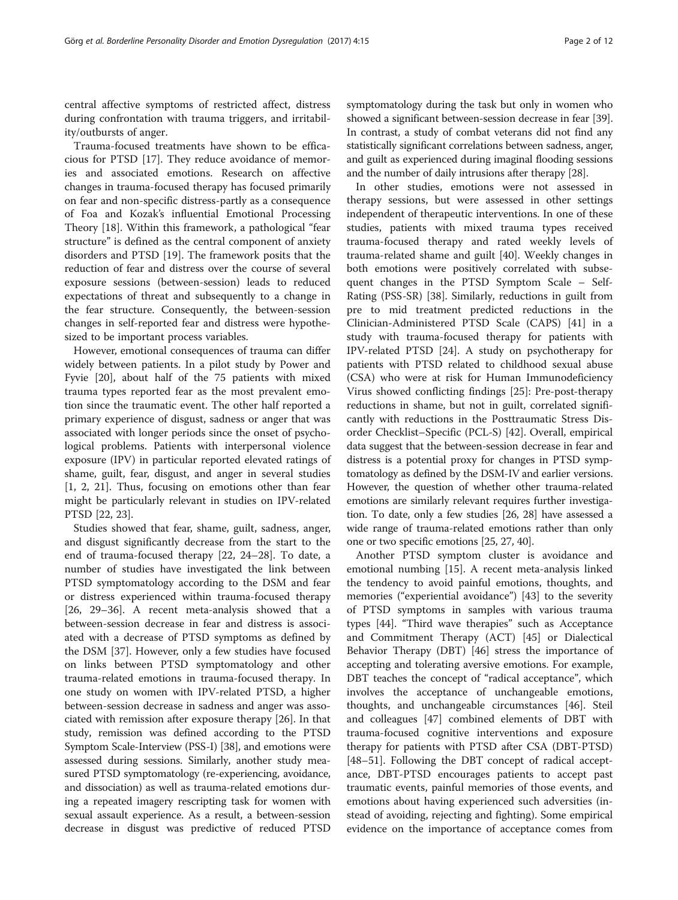central affective symptoms of restricted affect, distress during confrontation with trauma triggers, and irritability/outbursts of anger.

Trauma-focused treatments have shown to be efficacious for PTSD [17]. They reduce avoidance of memories and associated emotions. Research on affective changes in trauma-focused therapy has focused primarily on fear and non-specific distress-partly as a consequence of Foa and Kozak's influential Emotional Processing Theory [18]. Within this framework, a pathological "fear structure" is defined as the central component of anxiety disorders and PTSD [19]. The framework posits that the reduction of fear and distress over the course of several exposure sessions (between-session) leads to reduced expectations of threat and subsequently to a change in the fear structure. Consequently, the between-session changes in self-reported fear and distress were hypothesized to be important process variables.

However, emotional consequences of trauma can differ widely between patients. In a pilot study by Power and Fyvie [20], about half of the 75 patients with mixed trauma types reported fear as the most prevalent emotion since the traumatic event. The other half reported a primary experience of disgust, sadness or anger that was associated with longer periods since the onset of psychological problems. Patients with interpersonal violence exposure (IPV) in particular reported elevated ratings of shame, guilt, fear, disgust, and anger in several studies [1, 2, 21]. Thus, focusing on emotions other than fear might be particularly relevant in studies on IPV-related PTSD [22, 23].

Studies showed that fear, shame, guilt, sadness, anger, and disgust significantly decrease from the start to the end of trauma-focused therapy [22, 24–28]. To date, a number of studies have investigated the link between PTSD symptomatology according to the DSM and fear or distress experienced within trauma-focused therapy [26, 29–36]. A recent meta-analysis showed that a between-session decrease in fear and distress is associated with a decrease of PTSD symptoms as defined by the DSM [37]. However, only a few studies have focused on links between PTSD symptomatology and other trauma-related emotions in trauma-focused therapy. In one study on women with IPV-related PTSD, a higher between-session decrease in sadness and anger was associated with remission after exposure therapy [26]. In that study, remission was defined according to the PTSD Symptom Scale-Interview (PSS-I) [38], and emotions were assessed during sessions. Similarly, another study measured PTSD symptomatology (re-experiencing, avoidance, and dissociation) as well as trauma-related emotions during a repeated imagery rescripting task for women with sexual assault experience. As a result, a between-session decrease in disgust was predictive of reduced PTSD symptomatology during the task but only in women who showed a significant between-session decrease in fear [39]. In contrast, a study of combat veterans did not find any statistically significant correlations between sadness, anger, and guilt as experienced during imaginal flooding sessions and the number of daily intrusions after therapy [28].

In other studies, emotions were not assessed in therapy sessions, but were assessed in other settings independent of therapeutic interventions. In one of these studies, patients with mixed trauma types received trauma-focused therapy and rated weekly levels of trauma-related shame and guilt [40]. Weekly changes in both emotions were positively correlated with subsequent changes in the PTSD Symptom Scale – Self-Rating (PSS-SR) [38]. Similarly, reductions in guilt from pre to mid treatment predicted reductions in the Clinician-Administered PTSD Scale (CAPS) [41] in a study with trauma-focused therapy for patients with IPV-related PTSD [24]. A study on psychotherapy for patients with PTSD related to childhood sexual abuse (CSA) who were at risk for Human Immunodeficiency Virus showed conflicting findings [25]: Pre-post-therapy reductions in shame, but not in guilt, correlated significantly with reductions in the Posttraumatic Stress Disorder Checklist–Specific (PCL-S) [42]. Overall, empirical data suggest that the between-session decrease in fear and distress is a potential proxy for changes in PTSD symptomatology as defined by the DSM-IV and earlier versions. However, the question of whether other trauma-related emotions are similarly relevant requires further investigation. To date, only a few studies [26, 28] have assessed a wide range of trauma-related emotions rather than only one or two specific emotions [25, 27, 40].

Another PTSD symptom cluster is avoidance and emotional numbing [15]. A recent meta-analysis linked the tendency to avoid painful emotions, thoughts, and memories ("experiential avoidance") [43] to the severity of PTSD symptoms in samples with various trauma types [44]. "Third wave therapies" such as Acceptance and Commitment Therapy (ACT) [45] or Dialectical Behavior Therapy (DBT) [46] stress the importance of accepting and tolerating aversive emotions. For example, DBT teaches the concept of "radical acceptance", which involves the acceptance of unchangeable emotions, thoughts, and unchangeable circumstances [46]. Steil and colleagues [47] combined elements of DBT with trauma-focused cognitive interventions and exposure therapy for patients with PTSD after CSA (DBT-PTSD) [48–51]. Following the DBT concept of radical acceptance, DBT-PTSD encourages patients to accept past traumatic events, painful memories of those events, and emotions about having experienced such adversities (instead of avoiding, rejecting and fighting). Some empirical evidence on the importance of acceptance comes from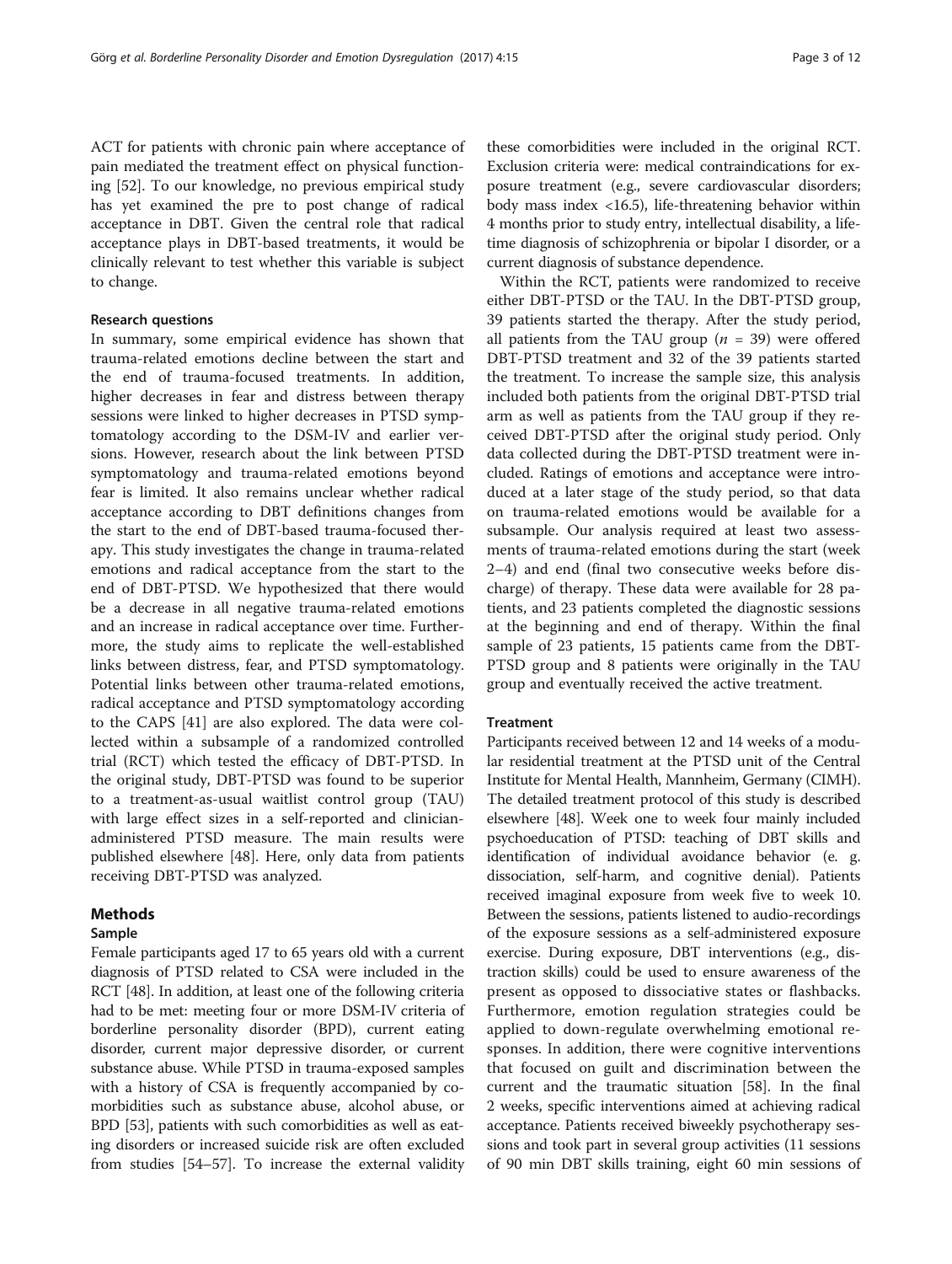ACT for patients with chronic pain where acceptance of pain mediated the treatment effect on physical functioning [52]. To our knowledge, no previous empirical study has yet examined the pre to post change of radical acceptance in DBT. Given the central role that radical acceptance plays in DBT-based treatments, it would be clinically relevant to test whether this variable is subject to change.

#### Research questions

In summary, some empirical evidence has shown that trauma-related emotions decline between the start and the end of trauma-focused treatments. In addition, higher decreases in fear and distress between therapy sessions were linked to higher decreases in PTSD symptomatology according to the DSM-IV and earlier versions. However, research about the link between PTSD symptomatology and trauma-related emotions beyond fear is limited. It also remains unclear whether radical acceptance according to DBT definitions changes from the start to the end of DBT-based trauma-focused therapy. This study investigates the change in trauma-related emotions and radical acceptance from the start to the end of DBT-PTSD. We hypothesized that there would be a decrease in all negative trauma-related emotions and an increase in radical acceptance over time. Furthermore, the study aims to replicate the well-established links between distress, fear, and PTSD symptomatology. Potential links between other trauma-related emotions, radical acceptance and PTSD symptomatology according to the CAPS [41] are also explored. The data were collected within a subsample of a randomized controlled trial (RCT) which tested the efficacy of DBT-PTSD. In the original study, DBT-PTSD was found to be superior to a treatment-as-usual waitlist control group (TAU) with large effect sizes in a self-reported and clinician-administered PTSD measure. The main results were published elsewhere [48]. Here, only data from patients receiving DBT-PTSD was analyzed.

## Methods

### Sample

Female participants aged 17 to 65 years old with a current diagnosis of PTSD related to CSA were included in the RCT [48]. In addition, at least one of the following criteria had to be met: meeting four or more DSM-IV criteria of borderline personality disorder (BPD), current eating disorder, current major depressive disorder, or current substance abuse. While PTSD in trauma-exposed samples with a history of CSA is frequently accompanied by comorbidities such as substance abuse, alcohol abuse, or BPD [53], patients with such comorbidities as well as eating disorders or increased suicide risk are often excluded from studies [54–57]. To increase the external validity these comorbidities were included in the original RCT. Exclusion criteria were: medical contraindications for exposure treatment (e.g., severe cardiovascular disorders; body mass index <16.5), life-threatening behavior within 4 months prior to study entry, intellectual disability, a lifetime diagnosis of schizophrenia or bipolar I disorder, or a current diagnosis of substance dependence.

Within the RCT, patients were randomized to receive either DBT-PTSD or the TAU. In the DBT-PTSD group, 39 patients started the therapy. After the study period, all patients from the TAU group ($n$ = 39) were offered DBT-PTSD treatment and 32 of the 39 patients started the treatment. To increase the sample size, this analysis included both patients from the original DBT-PTSD trial arm as well as patients from the TAU group if they received DBT-PTSD after the original study period. Only data collected during the DBT-PTSD treatment were included. Ratings of emotions and acceptance were introduced at a later stage of the study period, so that data on trauma-related emotions would be available for a subsample. Our analysis required at least two assessments of trauma-related emotions during the start (week 2–4) and end (final two consecutive weeks before discharge) of therapy. These data were available for 28 patients, and 23 patients completed the diagnostic sessions at the beginning and end of therapy. Within the final sample of 23 patients, 15 patients came from the DBT-PTSD group and 8 patients were originally in the TAU group and eventually received the active treatment.

### Treatment

Participants received between 12 and 14 weeks of a modular residential treatment at the PTSD unit of the Central Institute for Mental Health, Mannheim, Germany (CIMH). The detailed treatment protocol of this study is described elsewhere [48]. Week one to week four mainly included psychoeducation of PTSD: teaching of DBT skills and identification of individual avoidance behavior (e. g. dissociation, self-harm, and cognitive denial). Patients received imaginal exposure from week five to week 10. Between the sessions, patients listened to audio-recordings of the exposure sessions as a self-administered exposure exercise. During exposure, DBT interventions (e.g., distraction skills) could be used to ensure awareness of the present as opposed to dissociative states or flashbacks. Furthermore, emotion regulation strategies could be applied to down-regulate overwhelming emotional responses. In addition, there were cognitive interventions that focused on guilt and discrimination between the current and the traumatic situation [58]. In the final 2 weeks, specific interventions aimed at achieving radical acceptance. Patients received biweekly psychotherapy sessions and took part in several group activities (11 sessions of 90 min DBT skills training, eight 60 min sessions of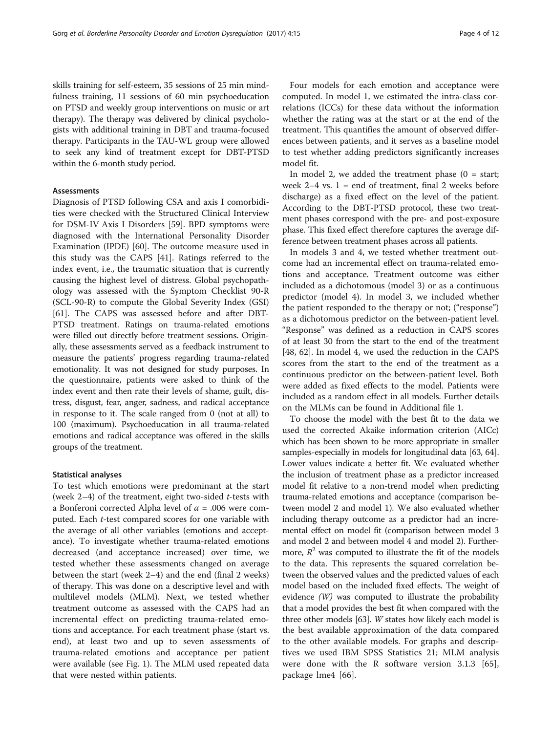skills training for self-esteem, 35 sessions of 25 min mindfulness training, 11 sessions of 60 min psychoeducation on PTSD and weekly group interventions on music or art therapy). The therapy was delivered by clinical psychologists with additional training in DBT and trauma-focused therapy. Participants in the TAU-WL group were allowed to seek any kind of treatment except for DBT-PTSD within the 6-month study period.

### Assessments

Diagnosis of PTSD following CSA and axis I comorbidities were checked with the Structured Clinical Interview for DSM-IV Axis I Disorders [59]. BPD symptoms were diagnosed with the International Personality Disorder Examination (IPDE) [60]. The outcome measure used in this study was the CAPS [41]. Ratings referred to the index event, i.e., the traumatic situation that is currently causing the highest level of distress. Global psychopathology was assessed with the Symptom Checklist 90-R (SCL-90-R) to compute the Global Severity Index (GSI) [61]. The CAPS was assessed before and after DBT-PTSD treatment. Ratings on trauma-related emotions were filled out directly before treatment sessions. Originally, these assessments served as a feedback instrument to measure the patients' progress regarding trauma-related emotionality. It was not designed for study purposes. In the questionnaire, patients were asked to think of the index event and then rate their levels of shame, guilt, distress, disgust, fear, anger, sadness, and radical acceptance in response to it. The scale ranged from 0 (not at all) to 100 (maximum). Psychoeducation in all trauma-related emotions and radical acceptance was offered in the skills groups of the treatment.

### Statistical analyses

To test which emotions were predominant at the start (week 2–4) of the treatment, eight two-sided *t*-tests with a Bonferoni corrected Alpha level of $\alpha = .006$ were computed. Each *t*-test compared scores for one variable with the average of all other variables (emotions and acceptance). To investigate whether trauma-related emotions decreased (and acceptance increased) over time, we tested whether these assessments changed on average between the start (week 2–4) and the end (final 2 weeks) of therapy. This was done on a descriptive level and with multilevel models (MLM). Next, we tested whether treatment outcome as assessed with the CAPS had an incremental effect on predicting trauma-related emotions and acceptance. For each treatment phase (start vs. end), at least two and up to seven assessments of trauma-related emotions and acceptance per patient were available (see Fig. 1). The MLM used repeated data that were nested within patients.

Four models for each emotion and acceptance were computed. In model 1, we estimated the intra-class correlations (ICCs) for these data without the information whether the rating was at the start or at the end of the treatment. This quantifies the amount of observed differences between patients, and it serves as a baseline model to test whether adding predictors significantly increases model fit.

In model 2, we added the treatment phase (0 = start; week 2–4 vs. 1 = end of treatment, final 2 weeks before discharge) as a fixed effect on the level of the patient. According to the DBT-PTSD protocol, these two treatment phases correspond with the pre- and post-exposure phase. This fixed effect therefore captures the average difference between treatment phases across all patients.

In models 3 and 4, we tested whether treatment outcome had an incremental effect on trauma-related emotions and acceptance. Treatment outcome was either included as a dichotomous (model 3) or as a continuous predictor (model 4). In model 3, we included whether the patient responded to the therapy or not; ("response") as a dichotomous predictor on the between-patient level. "Response" was defined as a reduction in CAPS scores of at least 30 from the start to the end of the treatment [48, 62]. In model 4, we used the reduction in the CAPS scores from the start to the end of the treatment as a continuous predictor on the between-patient level. Both were added as fixed effects to the model. Patients were included as a random effect in all models. Further details on the MLMs can be found in Additional file 1.

To choose the model with the best fit to the data we used the corrected Akaike information criterion (AICc) which has been shown to be more appropriate in smaller samples-especially in models for longitudinal data [63, 64]. Lower values indicate a better fit. We evaluated whether the inclusion of treatment phase as a predictor increased model fit relative to a non-trend model when predicting trauma-related emotions and acceptance (comparison between model 2 and model 1). We also evaluated whether including therapy outcome as a predictor had an incremental effect on model fit (comparison between model 3 and model 2 and between model 4 and model 2). Furthermore, $R^2$ was computed to illustrate the fit of the models to the data. This represents the squared correlation between the observed values and the predicted values of each model based on the included fixed effects. The weight of evidence *(W)* was computed to illustrate the probability that a model provides the best fit when compared with the three other models [63]. *W* states how likely each model is the best available approximation of the data compared to the other available models. For graphs and descriptives we used IBM SPSS Statistics 21; MLM analysis were done with the R software version 3.1.3 [65], package lme4 [66].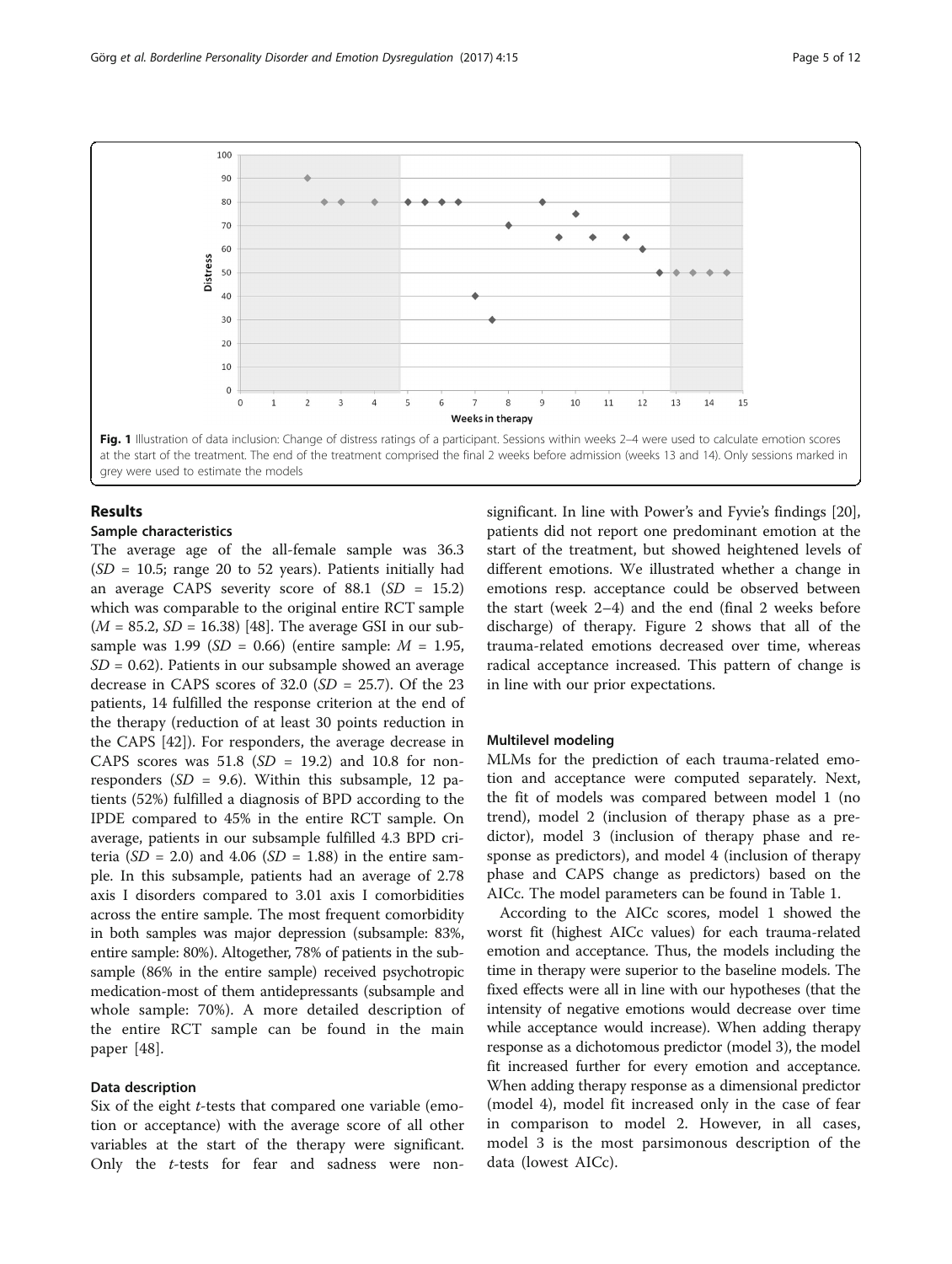Fig. 1 Illustration of data inclusion: Change of distress ratings of a participant. Sessions within weeks 2–4 were used to calculate emotion scores at the start of the treatment. The end of the treatment comprised the final 2 weeks before admission (weeks 13 and 14). Only sessions marked in grey were used to estimate the models

## Results

### Sample characteristics

The average age of the all-female sample was 36.3 (*SD* = 10.5; range 20 to 52 years). Patients initially had an average CAPS severity score of 88.1 (*SD* = 15.2) which was comparable to the original entire RCT sample (*M* = 85.2, *SD* = 16.38) [48]. The average GSI in our subsample was 1.99 (*SD* = 0.66) (entire sample: *M* = 1.95, *SD* = 0.62). Patients in our subsample showed an average decrease in CAPS scores of 32.0 (*SD* = 25.7). Of the 23 patients, 14 fulfilled the response criterion at the end of the therapy (reduction of at least 30 points reduction in the CAPS [42]). For responders, the average decrease in CAPS scores was 51.8 (*SD* = 19.2) and 10.8 for nonresponders (*SD* = 9.6). Within this subsample, 12 patients (52%) fulfilled a diagnosis of BPD according to the IPDE compared to 45% in the entire RCT sample. On average, patients in our subsample fulfilled 4.3 BPD criteria (*SD* = 2.0) and 4.06 (*SD* = 1.88) in the entire sample. In this subsample, patients had an average of 2.78 axis I disorders compared to 3.01 axis I comorbidities across the entire sample. The most frequent comorbidity in both samples was major depression (subsample: 83%, entire sample: 80%). Altogether, 78% of patients in the subsample (86% in the entire sample) received psychotropic medication-most of them antidepressants (subsample and whole sample: 70%). A more detailed description of the entire RCT sample can be found in the main paper [48].

### Data description

Six of the eight *t*-tests that compared one variable (emotion or acceptance) with the average score of all other variables at the start of the therapy were significant. Only the *t*-tests for fear and sadness were nonsignificant. In line with Power's and Fyvie's findings [20], patients did not report one predominant emotion at the start of the treatment, but showed heightened levels of different emotions. We illustrated whether a change in emotions resp. acceptance could be observed between the start (week 2–4) and the end (final 2 weeks before discharge) of therapy. Figure 2 shows that all of the trauma-related emotions decreased over time, whereas radical acceptance increased. This pattern of change is in line with our prior expectations.

### Multilevel modeling

MLMs for the prediction of each trauma-related emotion and acceptance were computed separately. Next, the fit of models was compared between model 1 (no trend), model 2 (inclusion of therapy phase as a predictor), model 3 (inclusion of therapy phase and response as predictors), and model 4 (inclusion of therapy phase and CAPS change as predictors) based on the AICc. The model parameters can be found in Table 1.

According to the AICc scores, model 1 showed the worst fit (highest AICc values) for each trauma-related emotion and acceptance. Thus, the models including the time in therapy were superior to the baseline models. The fixed effects were all in line with our hypotheses (that the intensity of negative emotions would decrease over time while acceptance would increase). When adding therapy response as a dichotomous predictor (model 3), the model fit increased further for every emotion and acceptance. When adding therapy response as a dimensional predictor (model 4), model fit increased only in the case of fear in comparison to model 2. However, in all cases, model 3 is the most parsimonious description of the data (lowest AICc).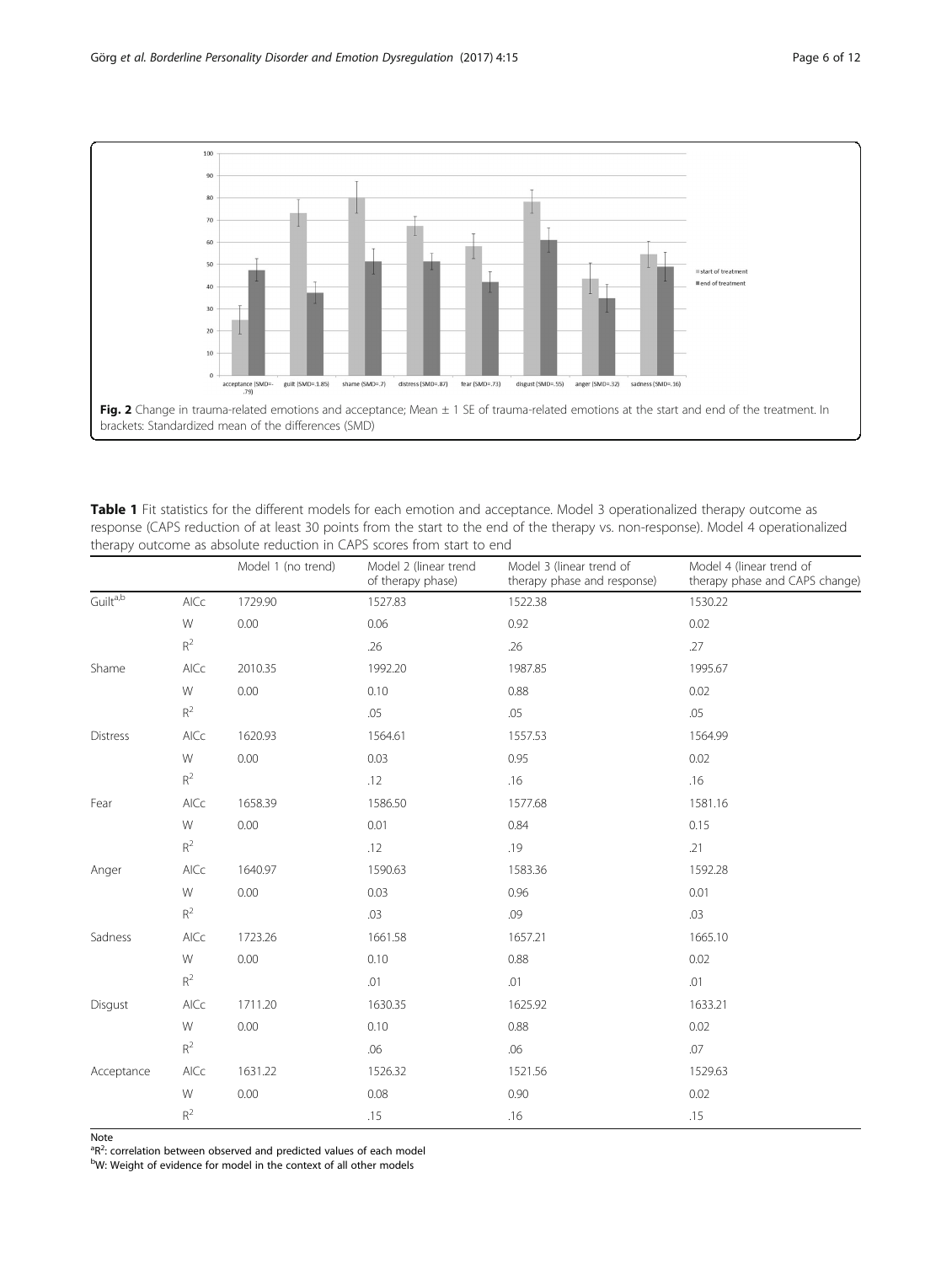**Fig. 2** Change in trauma-related emotions and acceptance; Mean ± 1 SE of trauma-related emotions at the start and end of the treatment. In brackets: Standardized mean of the differences (SMD)

**Table 1** Fit statistics for the different models for each emotion and acceptance. Model 3 operationalized therapy outcome as response (CAPS reduction of at least 30 points from the start to the end of the therapy vs. non-response). Model 4 operationalized therapy outcome as absolute reduction in CAPS scores from start to end

| | | Model 1 (no trend) | Model 2 (linear trend of therapy phase) | Model 3 (linear trend of therapy phase and response) | Model 4 (linear trend of therapy phase and CAPS change) |
|---|---|---|---|---|---|
| Guilt[a,b] | AICc | 1729.90 | 1527.83 | 1522.38 | 1530.22 |
| | W | 0.00 | 0.06 | 0.92 | 0.02 |
| | $R^2$ | | .26 | .26 | .27 |
| Shame | AICc | 2010.35 | 1992.20 | 1987.85 | 1995.67 |
| | W | 0.00 | 0.10 | 0.88 | 0.02 |
| | $R^2$ | | .05 | .05 | .05 |
| Distress | AICc | 1620.93 | 1564.61 | 1557.53 | 1564.99 |
| | W | 0.00 | 0.03 | 0.95 | 0.02 |
| | $R^2$ | | .12 | .16 | .16 |
| Fear | AICc | 1658.39 | 1586.50 | 1577.68 | 1581.16 |
| | W | 0.00 | 0.01 | 0.84 | 0.15 |
| | $R^2$ | | .12 | .19 | .21 |
| Anger | AICc | 1640.97 | 1590.63 | 1583.36 | 1592.28 |
| | W | 0.00 | 0.03 | 0.96 | 0.01 |
| | $R^2$ | | .03 | .09 | .03 |
| Sadness | AICc | 1723.26 | 1661.58 | 1657.21 | 1665.10 |
| | W | 0.00 | 0.10 | 0.88 | 0.02 |
| | $R^2$ | | .01 | .01 | .01 |
| Disgust | AICc | 1711.20 | 1630.35 | 1625.92 | 1633.21 |
| | W | 0.00 | 0.10 | 0.88 | 0.02 |
| | $R^2$ | | .06 | .06 | .07 |
| Acceptance | AICc | 1631.22 | 1526.32 | 1521.56 | 1529.63 |
| | W | 0.00 | 0.08 | 0.90 | 0.02 |
| | $R^2$ | | .15 | .16 | .15 |

Note
[a] $R^2$: correlation between observed and predicted values of each model
[b] W: Weight of evidence for model in the context of all other models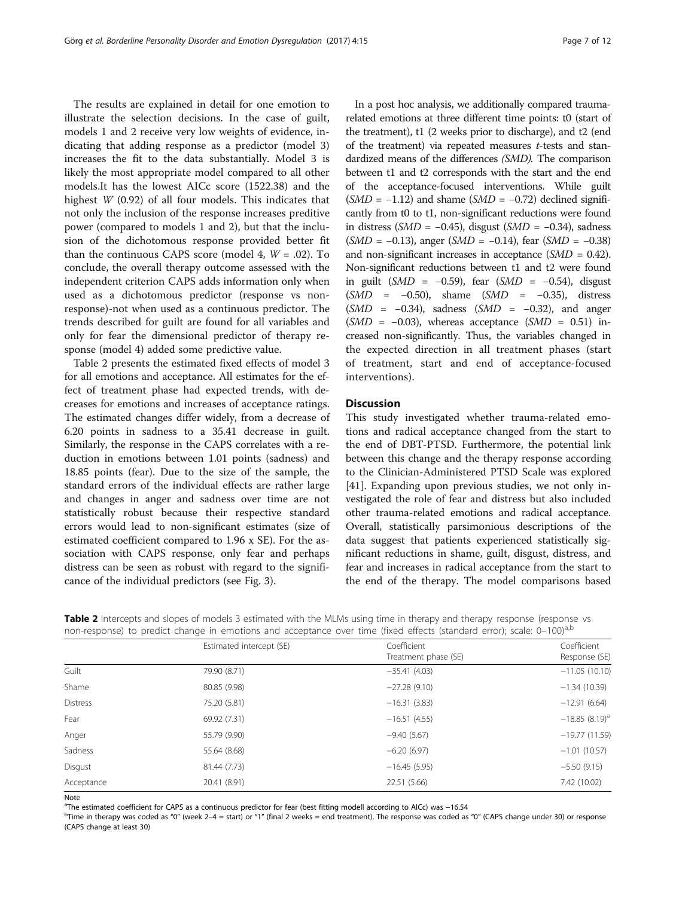The results are explained in detail for one emotion to illustrate the selection decisions. In the case of guilt, models 1 and 2 receive very low weights of evidence, indicating that adding response as a predictor (model 3) increases the fit to the data substantially. Model 3 is likely the most appropriate model compared to all other models.It has the lowest AICc score (1522.38) and the highest $W$ (0.92) of all four models. This indicates that not only the inclusion of the response increases preditive power (compared to models 1 and 2), but that the inclusion of the dichotomous response provided better fit than the continuous CAPS score (model 4, $W = .02$). To conclude, the overall therapy outcome assessed with the independent criterion CAPS adds information only when used as a dichotomous predictor (response vs non-response)-not when used as a continuous predictor. The trends described for guilt are found for all variables and only for fear the dimensional predictor of therapy response (model 4) added some predictive value.

Table 2 presents the estimated fixed effects of model 3 for all emotions and acceptance. All estimates for the effect of treatment phase had expected trends, with decreases for emotions and increases of acceptance ratings. The estimated changes differ widely, from a decrease of 6.20 points in sadness to a 35.41 decrease in guilt. Similarly, the response in the CAPS correlates with a reduction in emotions between 1.01 points (sadness) and 18.85 points (fear). Due to the size of the sample, the standard errors of the individual effects are rather large and changes in anger and sadness over time are not statistically robust because their respective standard errors would lead to non-significant estimates (size of estimated coefficient compared to 1.96 x SE). For the association with CAPS response, only fear and perhaps distress can be seen as robust with regard to the significance of the individual predictors (see Fig. 3).

In a post hoc analysis, we additionally compared trauma-related emotions at three different time points: t0 (start of the treatment), t1 (2 weeks prior to discharge), and t2 (end of the treatment) via repeated measures $t$-tests and standardized means of the differences *(SMD)*. The comparison between t1 and t2 corresponds with the start and the end of the acceptance-focused interventions. While guilt ($SMD = -1.12$) and shame ($SMD = -0.72$) declined significantly from t0 to t1, non-significant reductions were found in distress ($SMD = -0.45$), disgust ($SMD = -0.34$), sadness ($SMD = -0.13$), anger ($SMD = -0.14$), fear ($SMD = -0.38$) and non-significant increases in acceptance ($SMD = 0.42$). Non-significant reductions between t1 and t2 were found in guilt ($SMD = -0.59$), fear ($SMD = -0.54$), disgust ($SMD = -0.50$), shame ($SMD = -0.35$), distress ($SMD = -0.34$), sadness ($SMD = -0.32$), and anger ($SMD = -0.03$), whereas acceptance ($SMD = 0.51$) increased non-significantly. Thus, the variables changed in the expected direction in all treatment phases (start of treatment, start and end of acceptance-focused interventions).

## Discussion

This study investigated whether trauma-related emotions and radical acceptance changed from the start to the end of DBT-PTSD. Furthermore, the potential link between this change and the therapy response according to the Clinician-Administered PTSD Scale was explored [41]. Expanding upon previous studies, we not only investigated the role of fear and distress but also included other trauma-related emotions and radical acceptance. Overall, statistically parsimonious descriptions of the data suggest that patients experienced statistically significant reductions in shame, guilt, disgust, distress, and fear and increases in radical acceptance from the start to the end of the therapy. The model comparisons based

**Table 2** Intercepts and slopes of models 3 estimated with the MLMs using time in therapy and therapy response (response vs non-response) to predict change in emotions and acceptance over time (fixed effects (standard error); scale: 0–100)[a,b]

| | Estimated intercept (SE) | Coefficient Treatment phase (SE) | Coefficient Response (SE) |
|---|---|---|---|
| Guilt | 79.90 (8.71) | −35.41 (4.03) | −11.05 (10.10) |
| Shame | 80.85 (9.98) | −27.28 (9.10) | −1.34 (10.39) |
| Distress | 75.20 (5.81) | −16.31 (3.83) | −12.91 (6.64) |
| Fear | 69.92 (7.31) | −16.51 (4.55) | −18.85 (8.19)[a] |
| Anger | 55.79 (9.90) | −9.40 (5.67) | −19.77 (11.59) |
| Sadness | 55.64 (8.68) | −6.20 (6.97) | −1.01 (10.57) |
| Disgust | 81.44 (7.73) | −16.45 (5.95) | −5.50 (9.15) |
| Acceptance | 20.41 (8.91) | 22.51 (5.66) | 7.42 (10.02) |

Note

[a]The estimated coefficient for CAPS as a continuous predictor for fear (best fitting modell according to AICc) was −16.54

[b]Time in therapy was coded as "0" (week 2–4 = start) or "1" (final 2 weeks = end treatment). The response was coded as "0" (CAPS change under 30) or response (CAPS change at least 30)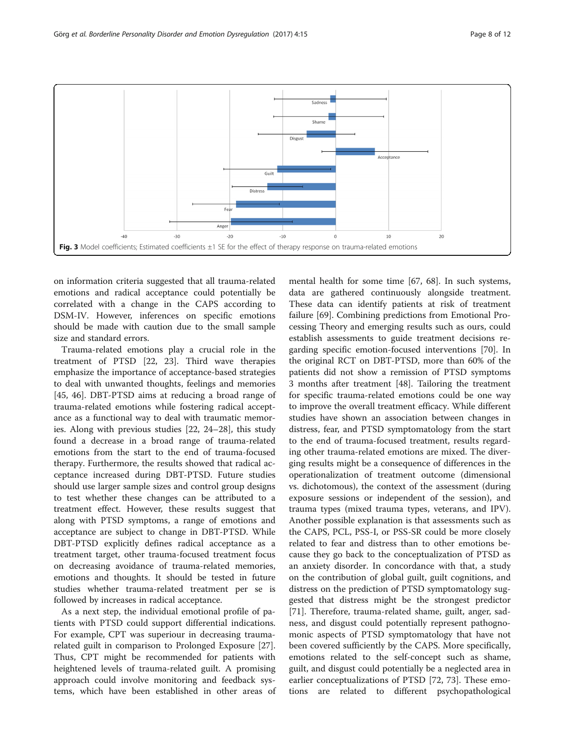Fig. 3 Model coefficients; Estimated coefficients ±1 SE for the effect of therapy response on trauma-related emotions

on information criteria suggested that all trauma-related emotions and radical acceptance could potentially be correlated with a change in the CAPS according to DSM-IV. However, inferences on specific emotions should be made with caution due to the small sample size and standard errors.

Trauma-related emotions play a crucial role in the treatment of PTSD [22, 23]. Third wave therapies emphasize the importance of acceptance-based strategies to deal with unwanted thoughts, feelings and memories [45, 46]. DBT-PTSD aims at reducing a broad range of trauma-related emotions while fostering radical acceptance as a functional way to deal with traumatic memories. Along with previous studies [22, 24–28], this study found a decrease in a broad range of trauma-related emotions from the start to the end of trauma-focused therapy. Furthermore, the results showed that radical acceptance increased during DBT-PTSD. Future studies should use larger sample sizes and control group designs to test whether these changes can be attributed to a treatment effect. However, these results suggest that along with PTSD symptoms, a range of emotions and acceptance are subject to change in DBT-PTSD. While DBT-PTSD explicitly defines radical acceptance as a treatment target, other trauma-focused treatment focus on decreasing avoidance of trauma-related memories, emotions and thoughts. It should be tested in future studies whether trauma-related treatment per se is followed by increases in radical acceptance.

As a next step, the individual emotional profile of patients with PTSD could support differential indications. For example, CPT was superiour in decreasing trauma-related guilt in comparison to Prolonged Exposure [27]. Thus, CPT might be recommended for patients with heightened levels of trauma-related guilt. A promising approach could involve monitoring and feedback systems, which have been established in other areas of mental health for some time [67, 68]. In such systems, data are gathered continuously alongside treatment. These data can identify patients at risk of treatment failure [69]. Combining predictions from Emotional Processing Theory and emerging results such as ours, could establish assessments to guide treatment decisions regarding specific emotion-focused interventions [70]. In the original RCT on DBT-PTSD, more than 60% of the patients did not show a remission of PTSD symptoms 3 months after treatment [48]. Tailoring the treatment for specific trauma-related emotions could be one way to improve the overall treatment efficacy. While different studies have shown an association between changes in distress, fear, and PTSD symptomatology from the start to the end of trauma-focused treatment, results regarding other trauma-related emotions are mixed. The diverging results might be a consequence of differences in the operationalization of treatment outcome (dimensional vs. dichotomous), the context of the assessment (during exposure sessions or independent of the session), and trauma types (mixed trauma types, veterans, and IPV). Another possible explanation is that assessments such as the CAPS, PCL, PSS-I, or PSS-SR could be more closely related to fear and distress than to other emotions because they go back to the conceptualization of PTSD as an anxiety disorder. In concordance with that, a study on the contribution of global guilt, guilt cognitions, and distress on the prediction of PTSD symptomatology suggested that distress might be the strongest predictor [71]. Therefore, trauma-related shame, guilt, anger, sadness, and disgust could potentially represent pathognomonic aspects of PTSD symptomatology that have not been covered sufficiently by the CAPS. More specifically, emotions related to the self-concept such as shame, guilt, and disgust could potentially be a neglected area in earlier conceptualizations of PTSD [72, 73]. These emotions are related to different psychopathological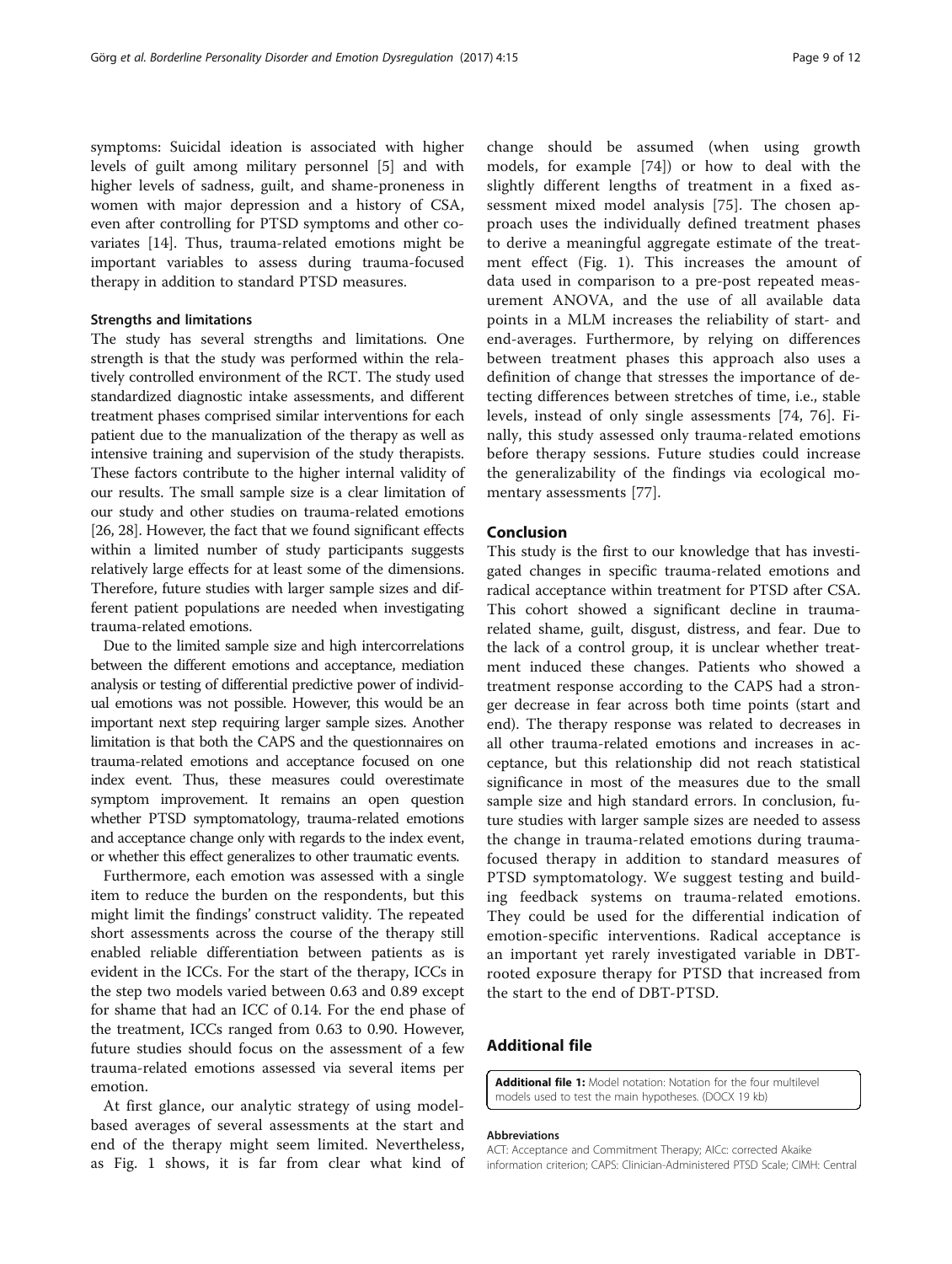symptoms: Suicidal ideation is associated with higher levels of guilt among military personnel [5] and with higher levels of sadness, guilt, and shame-proneness in women with major depression and a history of CSA, even after controlling for PTSD symptoms and other covariates [14]. Thus, trauma-related emotions might be important variables to assess during trauma-focused therapy in addition to standard PTSD measures.

### Strengths and limitations

The study has several strengths and limitations. One strength is that the study was performed within the relatively controlled environment of the RCT. The study used standardized diagnostic intake assessments, and different treatment phases comprised similar interventions for each patient due to the manualization of the therapy as well as intensive training and supervision of the study therapists. These factors contribute to the higher internal validity of our results. The small sample size is a clear limitation of our study and other studies on trauma-related emotions [26, 28]. However, the fact that we found significant effects within a limited number of study participants suggests relatively large effects for at least some of the dimensions. Therefore, future studies with larger sample sizes and different patient populations are needed when investigating trauma-related emotions.

Due to the limited sample size and high intercorrelations between the different emotions and acceptance, mediation analysis or testing of differential predictive power of individual emotions was not possible. However, this would be an important next step requiring larger sample sizes. Another limitation is that both the CAPS and the questionnaires on trauma-related emotions and acceptance focused on one index event. Thus, these measures could overestimate symptom improvement. It remains an open question whether PTSD symptomatology, trauma-related emotions and acceptance change only with regards to the index event, or whether this effect generalizes to other traumatic events.

Furthermore, each emotion was assessed with a single item to reduce the burden on the respondents, but this might limit the findings' construct validity. The repeated short assessments across the course of the therapy still enabled reliable differentiation between patients as is evident in the ICCs. For the start of the therapy, ICCs in the step two models varied between 0.63 and 0.89 except for shame that had an ICC of 0.14. For the end phase of the treatment, ICCs ranged from 0.63 to 0.90. However, future studies should focus on the assessment of a few trauma-related emotions assessed via several items per emotion.

At first glance, our analytic strategy of using model-based averages of several assessments at the start and end of the therapy might seem limited. Nevertheless, as Fig. 1 shows, it is far from clear what kind of change should be assumed (when using growth models, for example [74]) or how to deal with the slightly different lengths of treatment in a fixed assessment mixed model analysis [75]. The chosen approach uses the individually defined treatment phases to derive a meaningful aggregate estimate of the treatment effect (Fig. 1). This increases the amount of data used in comparison to a pre-post repeated measurement ANOVA, and the use of all available data points in a MLM increases the reliability of start- and end-averages. Furthermore, by relying on differences between treatment phases this approach also uses a definition of change that stresses the importance of detecting differences between stretches of time, i.e., stable levels, instead of only single assessments [74, 76]. Finally, this study assessed only trauma-related emotions before therapy sessions. Future studies could increase the generalizability of the findings via ecological momentary assessments [77].

## Conclusion

This study is the first to our knowledge that has investigated changes in specific trauma-related emotions and radical acceptance within treatment for PTSD after CSA. This cohort showed a significant decline in trauma-related shame, guilt, disgust, distress, and fear. Due to the lack of a control group, it is unclear whether treatment induced these changes. Patients who showed a treatment response according to the CAPS had a stronger decrease in fear across both time points (start and end). The therapy response was related to decreases in all other trauma-related emotions and increases in acceptance, but this relationship did not reach statistical significance in most of the measures due to the small sample size and high standard errors. In conclusion, future studies with larger sample sizes are needed to assess the change in trauma-related emotions during trauma-focused therapy in addition to standard measures of PTSD symptomatology. We suggest testing and building feedback systems on trauma-related emotions. They could be used for the differential indication of emotion-specific interventions. Radical acceptance is an important yet rarely investigated variable in DBT-rooted exposure therapy for PTSD that increased from the start to the end of DBT-PTSD.

## Additional file

**Additional file 1:** Model notation: Notation for the four multilevel models used to test the main hypotheses. (DOCX 19 kb)

#### Abbreviations

ACT: Acceptance and Commitment Therapy; AICc: corrected Akaike information criterion; CAPS: Clinician-Administered PTSD Scale; CIMH: Central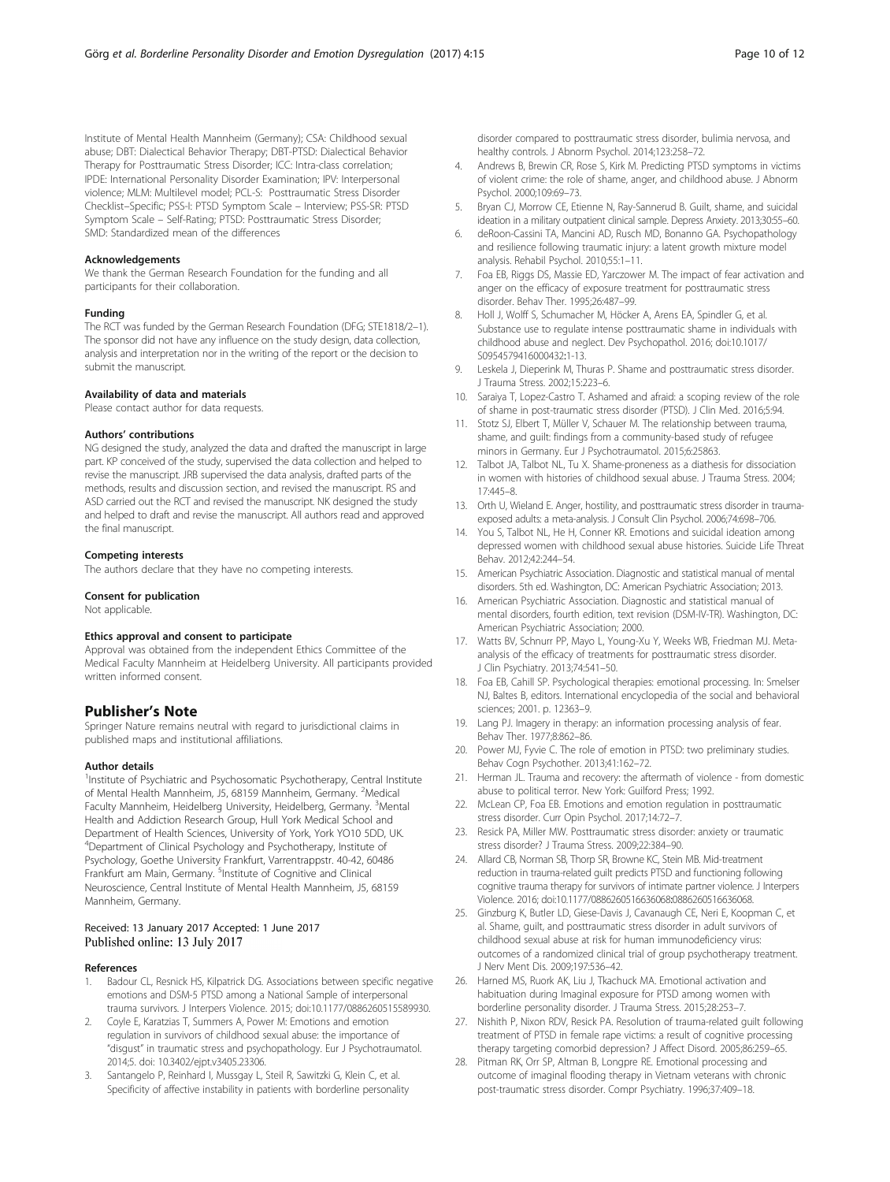Institute of Mental Health Mannheim (Germany); CSA: Childhood sexual abuse; DBT: Dialectical Behavior Therapy; DBT-PTSD: Dialectical Behavior Therapy for Posttraumatic Stress Disorder; ICC: Intra-class correlation; IPDE: International Personality Disorder Examination; IPV: Interpersonal violence; MLM: Multilevel model; PCL-S: Posttraumatic Stress Disorder Checklist–Specific; PSS-I: PTSD Symptom Scale – Interview; PSS-SR: PTSD Symptom Scale – Self-Rating; PTSD: Posttraumatic Stress Disorder; SMD: Standardized mean of the differences

#### Acknowledgements

We thank the German Research Foundation for the funding and all participants for their collaboration.

#### Funding

The RCT was funded by the German Research Foundation (DFG; STE1818/2–1). The sponsor did not have any influence on the study design, data collection, analysis and interpretation nor in the writing of the report or the decision to submit the manuscript.

#### Availability of data and materials

Please contact author for data requests.

#### Authors' contributions

NG designed the study, analyzed the data and drafted the manuscript in large part. KP conceived of the study, supervised the data collection and helped to revise the manuscript. JRB supervised the data analysis, drafted parts of the methods, results and discussion section, and revised the manuscript. RS and ASD carried out the RCT and revised the manuscript. NK designed the study and helped to draft and revise the manuscript. All authors read and approved the final manuscript.

#### Competing interests

The authors declare that they have no competing interests.

#### Consent for publication

Not applicable.

#### Ethics approval and consent to participate

Approval was obtained from the independent Ethics Committee of the Medical Faculty Mannheim at Heidelberg University. All participants provided written informed consent.

## Publisher's Note

Springer Nature remains neutral with regard to jurisdictional claims in published maps and institutional affiliations.

#### Author details

[1]Institute of Psychiatric and Psychosomatic Psychotherapy, Central Institute of Mental Health Mannheim, J5, 68159 Mannheim, Germany. [2]Medical Faculty Mannheim, Heidelberg University, Heidelberg, Germany. [3]Mental Health and Addiction Research Group, Hull York Medical School and Department of Health Sciences, University of York, York YO10 5DD, UK. [4]Department of Clinical Psychology and Psychotherapy, Institute of Psychology, Goethe University Frankfurt, Varrentrappstr. 40-42, 60486 Frankfurt am Main, Germany. [5]Institute of Cognitive and Clinical Neuroscience, Central Institute of Mental Health Mannheim, J5, 68159 Mannheim, Germany.

Received: 13 January 2017 Accepted: 1 June 2017
Published online: 13 July 2017

#### References

1. Badour CL, Resnick HS, Kilpatrick DG. Associations between specific negative emotions and DSM-5 PTSD among a National Sample of interpersonal trauma survivors. J Interpers Violence. 2015; doi:10.1177/0886260515589930.
2. Coyle E, Karatzias T, Summers A, Power M: Emotions and emotion regulation in survivors of childhood sexual abuse: the importance of "disgust" in traumatic stress and psychopathology. Eur J Psychotraumatol. 2014;5. doi: 10.3402/ejpt.v3405.23306.
3. Santangelo P, Reinhard I, Mussgay L, Steil R, Sawitzki G, Klein C, et al. Specificity of affective instability in patients with borderline personality disorder compared to posttraumatic stress disorder, bulimia nervosa, and healthy controls. J Abnorm Psychol. 2014;123:258–72.
4. Andrews B, Brewin CR, Rose S, Kirk M. Predicting PTSD symptoms in victims of violent crime: the role of shame, anger, and childhood abuse. J Abnorm Psychol. 2000;109:69–73.
5. Bryan CJ, Morrow CE, Etienne N, Ray-Sannerud B. Guilt, shame, and suicidal ideation in a military outpatient clinical sample. Depress Anxiety. 2013;30:55–60.
6. deRoon-Cassini TA, Mancini AD, Rusch MD, Bonanno GA. Psychopathology and resilience following traumatic injury: a latent growth mixture model analysis. Rehabil Psychol. 2010;55:1–11.
7. Foa EB, Riggs DS, Massie ED, Yarczower M. The impact of fear activation and anger on the efficacy of exposure treatment for posttraumatic stress disorder. Behav Ther. 1995;26:487–99.
8. Holl J, Wolff S, Schumacher M, Höcker A, Arens EA, Spindler G, et al. Substance use to regulate intense posttraumatic shame in individuals with childhood abuse and neglect. Dev Psychopathol. 2016; doi:10.1017/S0954579416000432:1-13.
9. Leskela J, Dieperink M, Thuras P. Shame and posttraumatic stress disorder. J Trauma Stress. 2002;15:223–6.
10. Saraiya T, Lopez-Castro T. Ashamed and afraid: a scoping review of the role of shame in post-traumatic stress disorder (PTSD). J Clin Med. 2016;5:94.
11. Stotz SJ, Elbert T, Müller V, Schauer M. The relationship between trauma, shame, and guilt: findings from a community-based study of refugee minors in Germany. Eur J Psychotraumatol. 2015;6:25863.
12. Talbot JA, Talbot NL, Tu X. Shame-proneness as a diathesis for dissociation in women with histories of childhood sexual abuse. J Trauma Stress. 2004;17:445–8.
13. Orth U, Wieland E. Anger, hostility, and posttraumatic stress disorder in trauma-exposed adults: a meta-analysis. J Consult Clin Psychol. 2006;74:698–706.
14. You S, Talbot NL, He H, Conner KR. Emotions and suicidal ideation among depressed women with childhood sexual abuse histories. Suicide Life Threat Behav. 2012;42:244–54.
15. American Psychiatric Association. Diagnostic and statistical manual of mental disorders. 5th ed. Washington, DC: American Psychiatric Association; 2013.
16. American Psychiatric Association. Diagnostic and statistical manual of mental disorders, fourth edition, text revision (DSM-IV-TR). Washington, DC: American Psychiatric Association; 2000.
17. Watts BV, Schnurr PP, Mayo L, Young-Xu Y, Weeks WB, Friedman MJ. Meta-analysis of the efficacy of treatments for posttraumatic stress disorder. J Clin Psychiatry. 2013;74:541–50.
18. Foa EB, Cahill SP. Psychological therapies: emotional processing. In: Smelser NJ, Baltes B, editors. International encyclopedia of the social and behavioral sciences; 2001. p. 12363–9.
19. Lang PJ. Imagery in therapy: an information processing analysis of fear. Behav Ther. 1977;8:862–86.
20. Power MJ, Fyvie C. The role of emotion in PTSD: two preliminary studies. Behav Cogn Psychother. 2013;41:162–72.
21. Herman JL. Trauma and recovery: the aftermath of violence - from domestic abuse to political terror. New York: Guilford Press; 1992.
22. McLean CP, Foa EB. Emotions and emotion regulation in posttraumatic stress disorder. Curr Opin Psychol. 2017;14:72–7.
23. Resick PA, Miller MW. Posttraumatic stress disorder: anxiety or traumatic stress disorder? J Trauma Stress. 2009;22:384–90.
24. Allard CB, Norman SB, Thorp SR, Browne KC, Stein MB. Mid-treatment reduction in trauma-related guilt predicts PTSD and functioning following cognitive trauma therapy for survivors of intimate partner violence. J Interpers Violence. 2016; doi:10.1177/0886260516636068:0886260516636068.
25. Ginzburg K, Butler LD, Giese-Davis J, Cavanaugh CE, Neri E, Koopman C, et al. Shame, guilt, and posttraumatic stress disorder in adult survivors of childhood sexual abuse at risk for human immunodeficiency virus: outcomes of a randomized clinical trial of group psychotherapy treatment. J Nerv Ment Dis. 2009;197:536–42.
26. Harned MS, Ruork AK, Liu J, Tkachuck MA. Emotional activation and habituation during imaginal exposure for PTSD among women with borderline personality disorder. J Trauma Stress. 2015;28:253–7.
27. Nishith P, Nixon RDV, Resick PA. Resolution of trauma-related guilt following treatment of PTSD in female rape victims: a result of cognitive processing therapy targeting comorbid depression? J Affect Disord. 2005;86:259–65.
28. Pitman RK, Orr SP, Altman B, Longpre RE. Emotional processing and outcome of imaginal flooding therapy in Vietnam veterans with chronic post-traumatic stress disorder. Compr Psychiatry. 1996;37:409–18.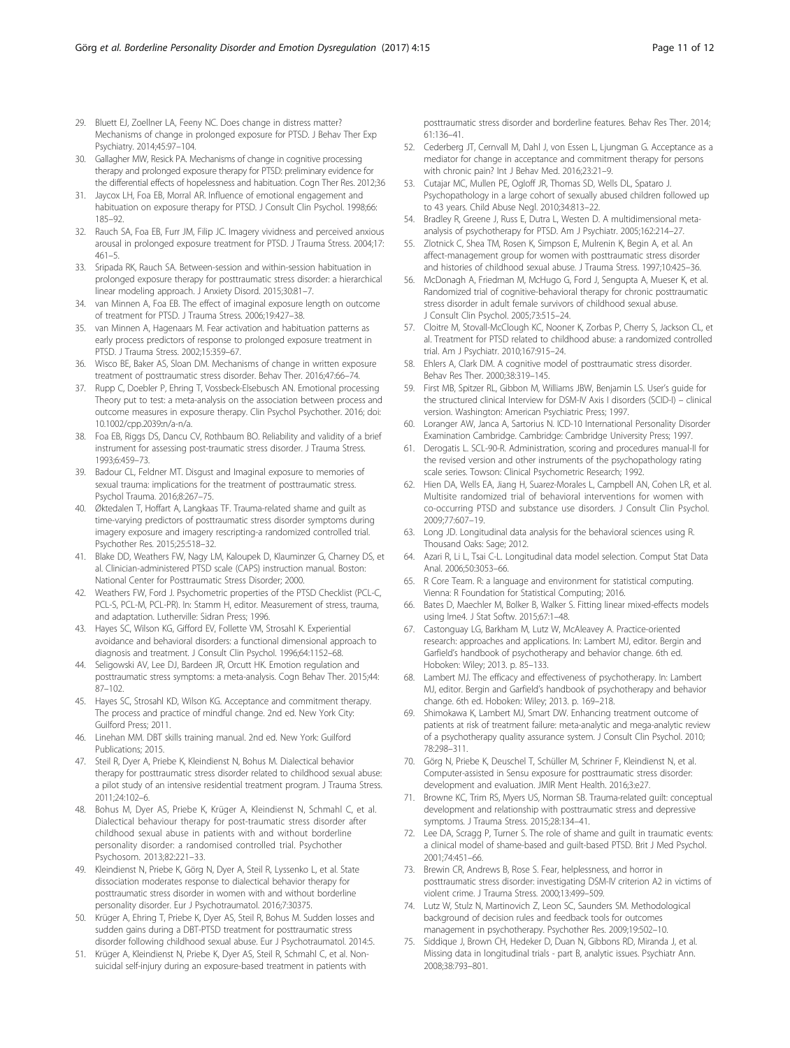29. Bluett EJ, Zoellner LA, Feeny NC. Does change in distress matter? Mechanisms of change in prolonged exposure for PTSD. J Behav Ther Exp Psychiatry. 2014;45:97–104.
30. Gallagher MW, Resick PA. Mechanisms of change in cognitive processing therapy and prolonged exposure therapy for PTSD: preliminary evidence for the differential effects of hopelessness and habituation. Cogn Ther Res. 2012;36
31. Jaycox LH, Foa EB, Morral AR. Influence of emotional engagement and habituation on exposure therapy for PTSD. J Consult Clin Psychol. 1998;66: 185–92.
32. Rauch SA, Foa EB, Furr JM, Filip JC. Imagery vividness and perceived anxious arousal in prolonged exposure treatment for PTSD. J Trauma Stress. 2004;17: 461–5.
33. Sripada RK, Rauch SA. Between-session and within-session habituation in prolonged exposure therapy for posttraumatic stress disorder: a hierarchical linear modeling approach. J Anxiety Disord. 2015;30:81–7.
34. van Minnen A, Foa EB. The effect of imaginal exposure length on outcome of treatment for PTSD. J Trauma Stress. 2006;19:427–38.
35. van Minnen A, Hagenaars M. Fear activation and habituation patterns as early process predictors of response to prolonged exposure treatment in PTSD. J Trauma Stress. 2002;15:359–67.
36. Wisco BE, Baker AS, Sloan DM. Mechanisms of change in written exposure treatment of posttraumatic stress disorder. Behav Ther. 2016;47:66–74.
37. Rupp C, Doebler P, Ehring T, Vossbeck-Elsebusch AN. Emotional processing Theory put to test: a meta-analysis on the association between process and outcome measures in exposure therapy. Clin Psychol Psychother. 2016; doi: 10.1002/cpp.2039:n/a-n/a.
38. Foa EB, Riggs DS, Dancu CV, Rothbaum BO. Reliability and validity of a brief instrument for assessing post-traumatic stress disorder. J Trauma Stress. 1993;6:459–73.
39. Badour CL, Feldner MT. Disgust and Imaginal exposure to memories of sexual trauma: implications for the treatment of posttraumatic stress. Psychol Trauma. 2016;8:267–75.
40. Øktedalen T, Hoffart A, Langkaas TF. Trauma-related shame and guilt as time-varying predictors of posttraumatic stress disorder symptoms during imagery exposure and imagery rescripting-a randomized controlled trial. Psychother Res. 2015;25:518–32.
41. Blake DD, Weathers FW, Nagy LM, Kaloupek D, Klauminzer G, Charney DS, et al. Clinician-administered PTSD scale (CAPS) instruction manual. Boston: National Center for Posttraumatic Stress Disorder; 2000.
42. Weathers FW, Ford J. Psychometric properties of the PTSD Checklist (PCL-C, PCL-S, PCL-M, PCL-PR). In: Stamm H, editor. Measurement of stress, trauma, and adaptation. Lutherville: Sidran Press; 1996.
43. Hayes SC, Wilson KG, Gifford EV, Follette VM, Strosahl K. Experiential avoidance and behavioral disorders: a functional dimensional approach to diagnosis and treatment. J Consult Clin Psychol. 1996;64:1152–68.
44. Seligowski AV, Lee DJ, Bardeen JR, Orcutt HK. Emotion regulation and posttraumatic stress symptoms: a meta-analysis. Cogn Behav Ther. 2015;44: 87–102.
45. Hayes SC, Strosahl KD, Wilson KG. Acceptance and commitment therapy. The process and practice of mindful change. 2nd ed. New York City: Guilford Press; 2011.
46. Linehan MM. DBT skills training manual. 2nd ed. New York: Guilford Publications; 2015.
47. Steil R, Dyer A, Priebe K, Kleindienst N, Bohus M. Dialectical behavior therapy for posttraumatic stress disorder related to childhood sexual abuse: a pilot study of an intensive residential treatment program. J Trauma Stress. 2011;24:102–6.
48. Bohus M, Dyer AS, Priebe K, Krüger A, Kleindienst N, Schmahl C, et al. Dialectical behaviour therapy for post-traumatic stress disorder after childhood sexual abuse in patients with and without borderline personality disorder: a randomised controlled trial. Psychother Psychosom. 2013;82:221–33.
49. Kleindienst N, Priebe K, Görg N, Dyer A, Steil R, Lyssenko L, et al. State dissociation moderates response to dialectical behavior therapy for posttraumatic stress disorder in women with and without borderline personality disorder. Eur J Psychotraumatol. 2016;7:30375.
50. Krüger A, Ehring T, Priebe K, Dyer AS, Steil R, Bohus M. Sudden losses and sudden gains during a DBT-PTSD treatment for posttraumatic stress disorder following childhood sexual abuse. Eur J Psychotraumatol. 2014:5.
51. Krüger A, Kleindienst N, Priebe K, Dyer AS, Steil R, Schmahl C, et al. Non-suicidal self-injury during an exposure-based treatment in patients with posttraumatic stress disorder and borderline features. Behav Res Ther. 2014; 61:136–41.
52. Cederberg JT, Cernvall M, Dahl J, von Essen L, Ljungman G. Acceptance as a mediator for change in acceptance and commitment therapy for persons with chronic pain? Int J Behav Med. 2016;23:21–9.
53. Cutajar MC, Mullen PE, Ogloff JR, Thomas SD, Wells DL, Spataro J. Psychopathology in a large cohort of sexually abused children followed up to 43 years. Child Abuse Negl. 2010;34:813–22.
54. Bradley R, Greene J, Russ E, Dutra L, Westen D. A multidimensional meta-analysis of psychotherapy for PTSD. Am J Psychiatr. 2005;162:214–27.
55. Zlotnick C, Shea TM, Rosen K, Simpson E, Mulrenin K, Begin A, et al. An affect-management group for women with posttraumatic stress disorder and histories of childhood sexual abuse. J Trauma Stress. 1997;10:425–36.
56. McDonagh A, Friedman M, McHugo G, Ford J, Sengupta A, Mueser K, et al. Randomized trial of cognitive-behavioral therapy for chronic posttraumatic stress disorder in adult female survivors of childhood sexual abuse. J Consult Clin Psychol. 2005;73:515–24.
57. Cloitre M, Stovall-McClough KC, Nooner K, Zorbas P, Cherry S, Jackson CL, et al. Treatment for PTSD related to childhood abuse: a randomized controlled trial. Am J Psychiatr. 2010;167:915–24.
58. Ehlers A, Clark DM. A cognitive model of posttraumatic stress disorder. Behav Res Ther. 2000;38:319–145.
59. First MB, Spitzer RL, Gibbon M, Williams JBW, Benjamin LS. User's guide for the structured clinical Interview for DSM-IV Axis I disorders (SCID-I) – clinical version. Washington: American Psychiatric Press; 1997.
60. Loranger AW, Janca A, Sartorius N. ICD-10 International Personality Disorder Examination Cambridge. Cambridge: Cambridge University Press; 1997.
61. Derogatis L. SCL-90-R. Administration, scoring and procedures manual-II for the revised version and other instruments of the psychopathology rating scale series. Towson: Clinical Psychometric Research; 1992.
62. Hien DA, Wells EA, Jiang H, Suarez-Morales L, Campbell AN, Cohen LR, et al. Multisite randomized trial of behavioral interventions for women with co-occurring PTSD and substance use disorders. J Consult Clin Psychol. 2009;77:607–19.
63. Long JD. Longitudinal data analysis for the behavioral sciences using R. Thousand Oaks: Sage; 2012.
64. Azari R, Li L, Tsai C-L. Longitudinal data model selection. Comput Stat Data Anal. 2006;50:3053–66.
65. R Core Team. R: a language and environment for statistical computing. Vienna: R Foundation for Statistical Computing; 2016.
66. Bates D, Maechler M, Bolker B, Walker S. Fitting linear mixed-effects models using lme4. J Stat Softw. 2015;67:1–48.
67. Castonguay LG, Barkham M, Lutz W, McAleavey A. Practice-oriented research: approaches and applications. In: Lambert MJ, editor. Bergin and Garfield's handbook of psychotherapy and behavior change. 6th ed. Hoboken: Wiley; 2013. p. 85–133.
68. Lambert MJ. The efficacy and effectiveness of psychotherapy. In: Lambert MJ, editor. Bergin and Garfield's handbook of psychotherapy and behavior change. 6th ed. Hoboken: Wiley; 2013. p. 169–218.
69. Shimokawa K, Lambert MJ, Smart DW. Enhancing treatment outcome of patients at risk of treatment failure: meta-analytic and mega-analytic review of a psychotherapy quality assurance system. J Consult Clin Psychol. 2010; 78:298–311.
70. Görg N, Priebe K, Deuschel T, Schüller M, Schriner F, Kleindienst N, et al. Computer-assisted in Sensu exposure for posttraumatic stress disorder: development and evaluation. JMIR Ment Health. 2016;3:e27.
71. Browne KC, Trim RS, Myers US, Norman SB. Trauma-related guilt: conceptual development and relationship with posttraumatic stress and depressive symptoms. J Trauma Stress. 2015;28:134–41.
72. Lee DA, Scragg P, Turner S. The role of shame and guilt in traumatic events: a clinical model of shame-based and guilt-based PTSD. Brit J Med Psychol. 2001;74:451–66.
73. Brewin CR, Andrews B, Rose S. Fear, helplessness, and horror in posttraumatic stress disorder: investigating DSM-IV criterion A2 in victims of violent crime. J Trauma Stress. 2000;13:499–509.
74. Lutz W, Stulz N, Martinovich Z, Leon SC, Saunders SM. Methodological background of decision rules and feedback tools for outcomes management in psychotherapy. Psychother Res. 2009;19:502–10.
75. Siddique J, Brown CH, Hedeker D, Duan N, Gibbons RD, Miranda J, et al. Missing data in longitudinal trials - part B, analytic issues. Psychiatr Ann. 2008;38:793–801.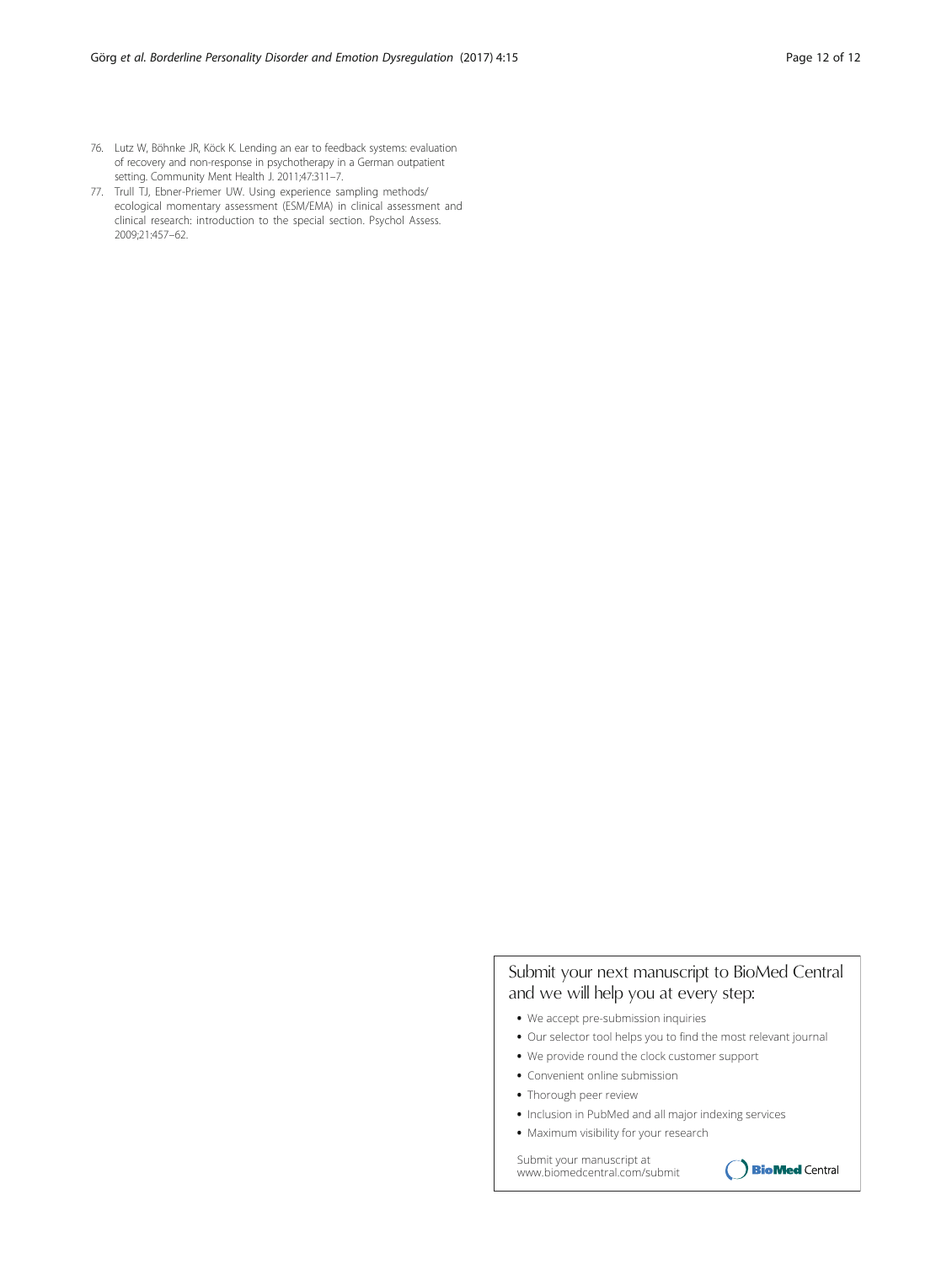76. Lutz W, Böhnke JR, Köck K. Lending an ear to feedback systems: evaluation of recovery and non-response in psychotherapy in a German outpatient setting. Community Ment Health J. 2011;47:311–7.
77. Trull TJ, Ebner-Priemer UW. Using experience sampling methods/ ecological momentary assessment (ESM/EMA) in clinical assessment and clinical research: introduction to the special section. Psychol Assess. 2009;21:457–62.

Submit your next manuscript to BioMed Central and we will help you at every step:

- We accept pre-submission inquiries
- Our selector tool helps you to find the most relevant journal
- We provide round the clock customer support
- Convenient online submission
- Thorough peer review
- Inclusion in PubMed and all major indexing services
- Maximum visibility for your research

Submit your manuscript at www.biomedcentral.com/submit

BioMed Central